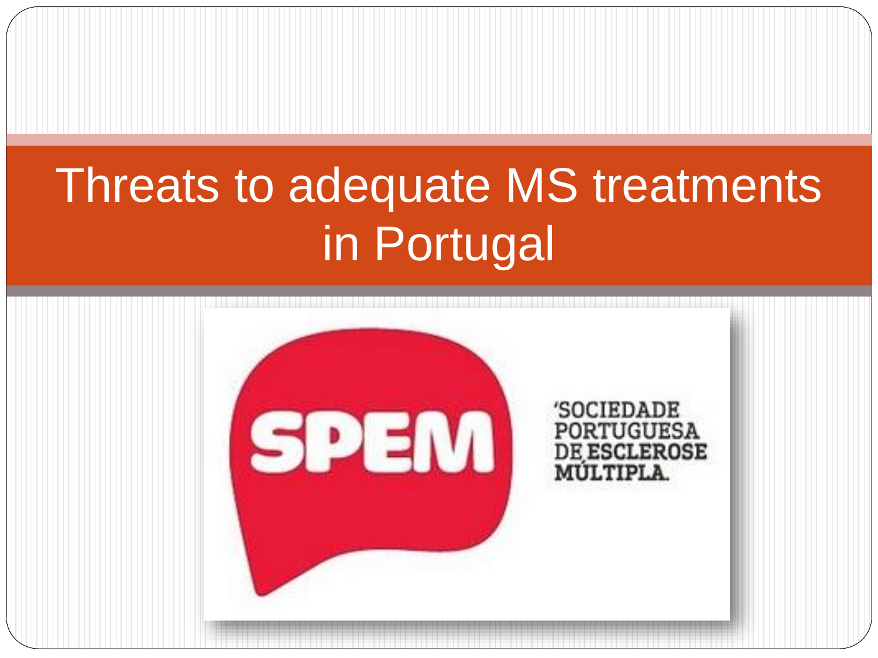# Threats to adequate MS treatments in Portugal

SPEM

'SOCIEDADE PORTUGUESA DE ESCLEROSE MÚLTIPLA.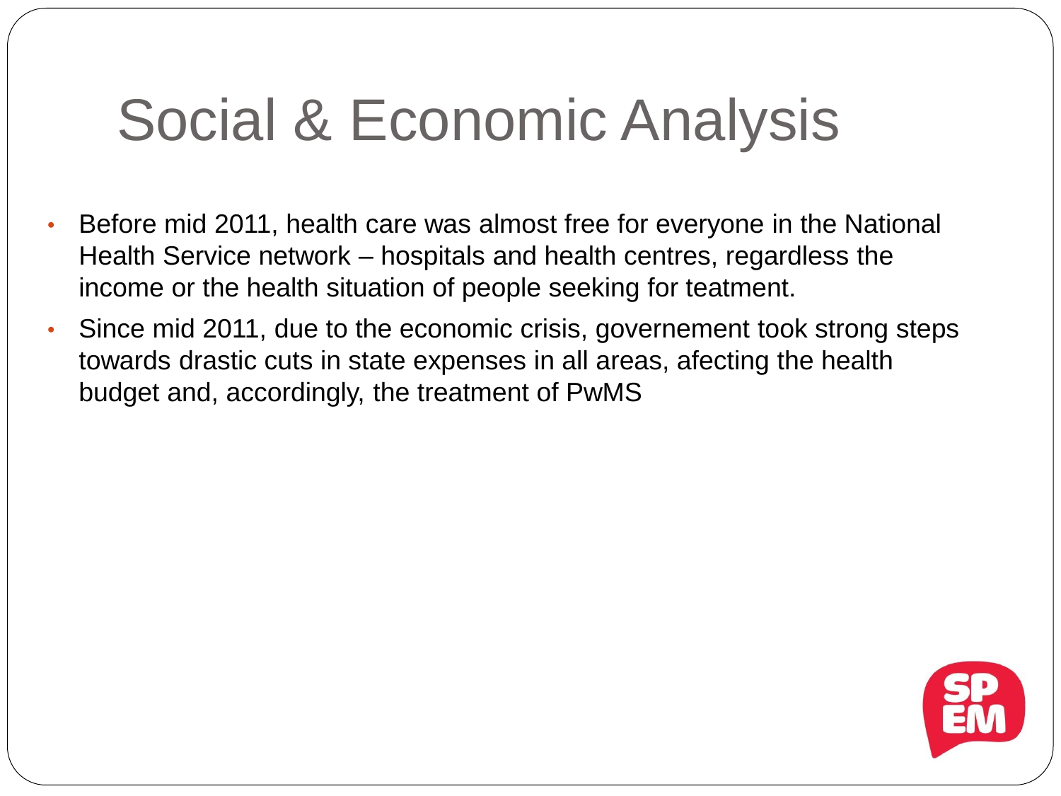# Social & Economic Analysis

- Before mid 2011, health care was almost free for everyone in the National Health Service network – hospitals and health centres, regardless the income or the health situation of people seeking for teatment.
- Since mid 2011, due to the economic crisis, governement took strong steps towards drastic cuts in state expenses in all areas, afecting the health budget and, accordingly, the treatment of PwMS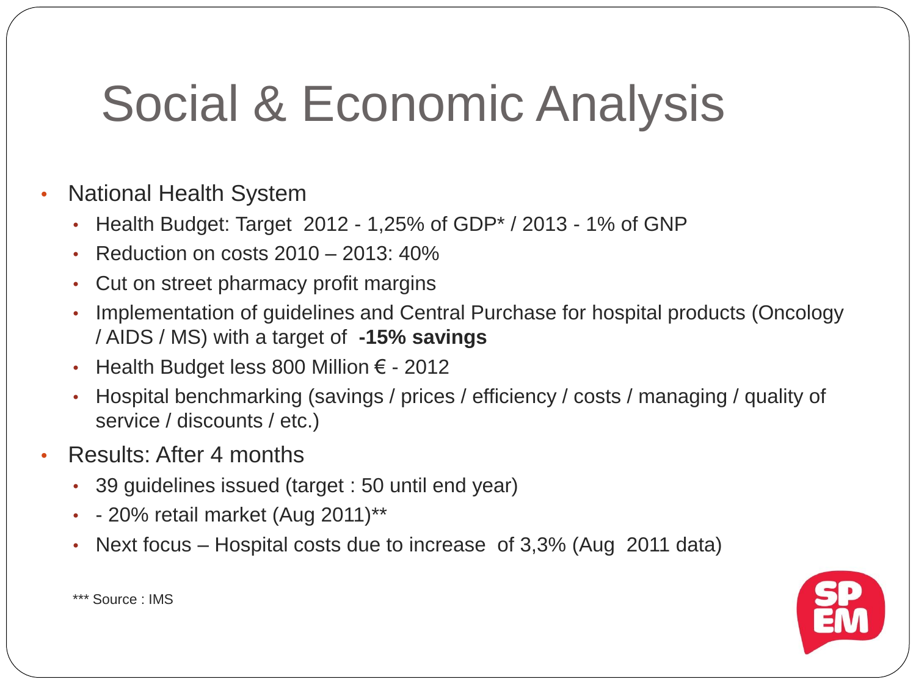# Social & Economic Analysis

- National Health System
  - Health Budget: Target 2012 - 1,25% of GDP* / 2013 - 1% of GNP
  - Reduction on costs 2010 – 2013: 40%
  - Cut on street pharmacy profit margins
  - Implementation of guidelines and Central Purchase for hospital products (Oncology / AIDS / MS) with a target of **-15% savings**
  - Health Budget less 800 Million € - 2012
  - Hospital benchmarking (savings / prices / efficiency / costs / managing / quality of service / discounts / etc.)
- Results: After 4 months
  - 39 guidelines issued (target : 50 until end year)
  - - 20% retail market (Aug 2011)**
  - Next focus – Hospital costs due to increase of 3,3% (Aug 2011 data)

*** Source : IMS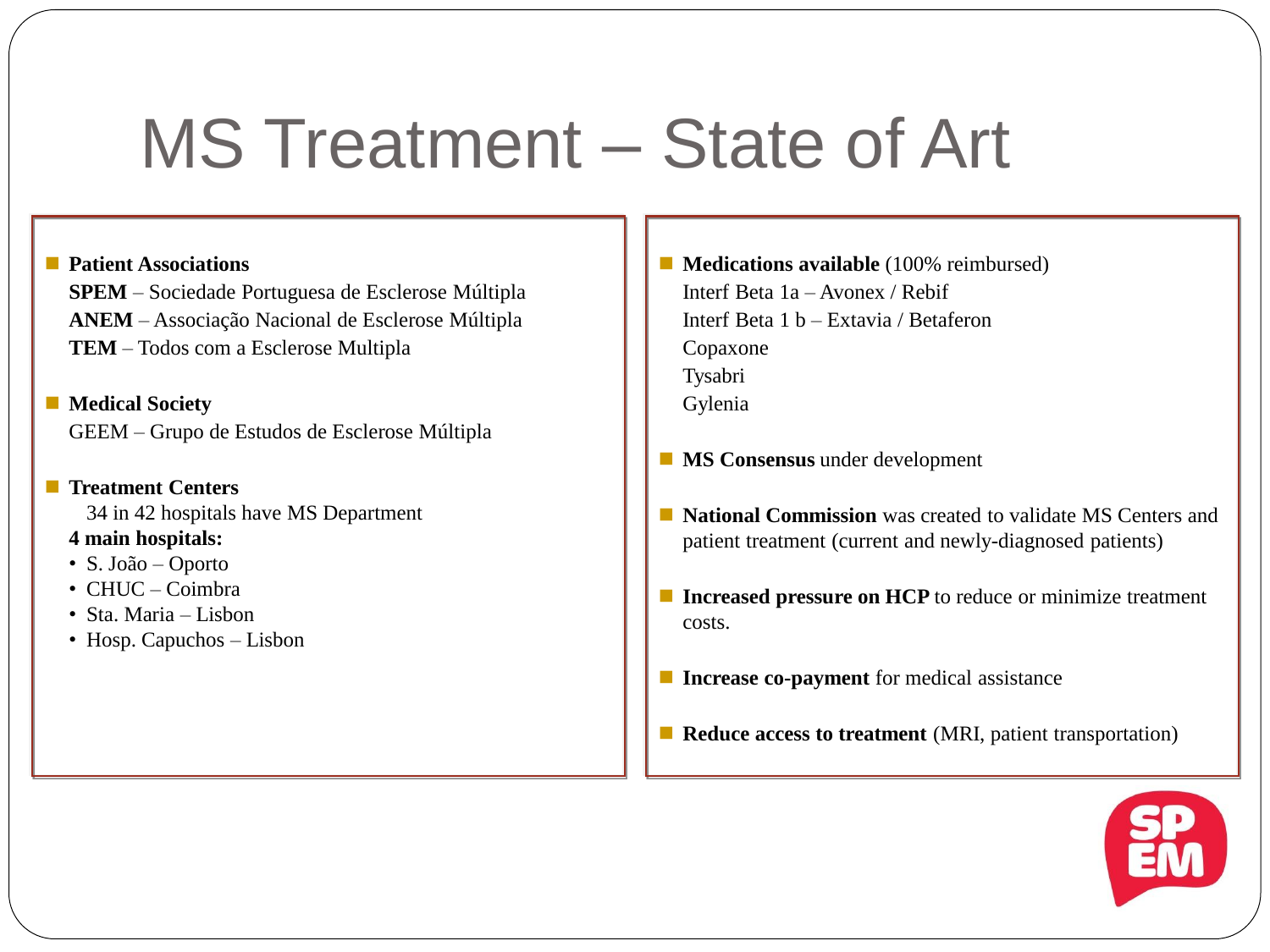# MS Treatment – State of Art

- **Patient Associations**
  **SPEM** – Sociedade Portuguesa de Esclerose Múltipla
  **ANEM** – Associação Nacional de Esclerose Múltipla
  **TEM** – Todos com a Esclerose Multipla

- **Medical Society**
  GEEM – Grupo de Estudos de Esclerose Múltipla

- **Treatment Centers**
  34 in 42 hospitals have MS Department
  **4 main hospitals:**
  - S. João – Oporto
  - CHUC – Coimbra
  - Sta. Maria – Lisbon
  - Hosp. Capuchos – Lisbon

- **Medications available** (100% reimbursed)
  Interf Beta 1a – Avonex / Rebif
  Interf Beta 1 b – Extavia / Betaferon
  Copaxone
  Tysabri
  Gylenia

- **MS Consensus** under development

- **National Commission** was created to validate MS Centers and patient treatment (current and newly-diagnosed patients)

- **Increased pressure on HCP** to reduce or minimize treatment costs.

- **Increase co-payment** for medical assistance

- **Reduce access to treatment** (MRI, patient transportation)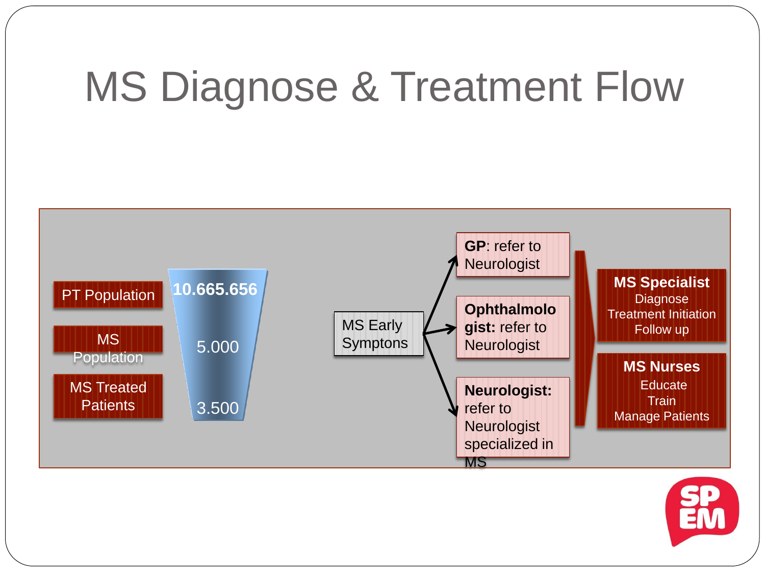# MS Diagnose & Treatment Flow

| | |
|---|---|
| PT Population | 10.665.656 |
| MS Population | 5.000 |
| MS Treated Patients | 3.500 |

MS Early Symptons

- **GP**: refer to Neurologist
- **Ophthalmologist:** refer to Neurologist
- **Neurologist:** refer to Neurologist specialized in MS

**MS Specialist**
- Diagnose
- Treatment Initiation
- Follow up

**MS Nurses**
- Educate
- Train
- Manage Patients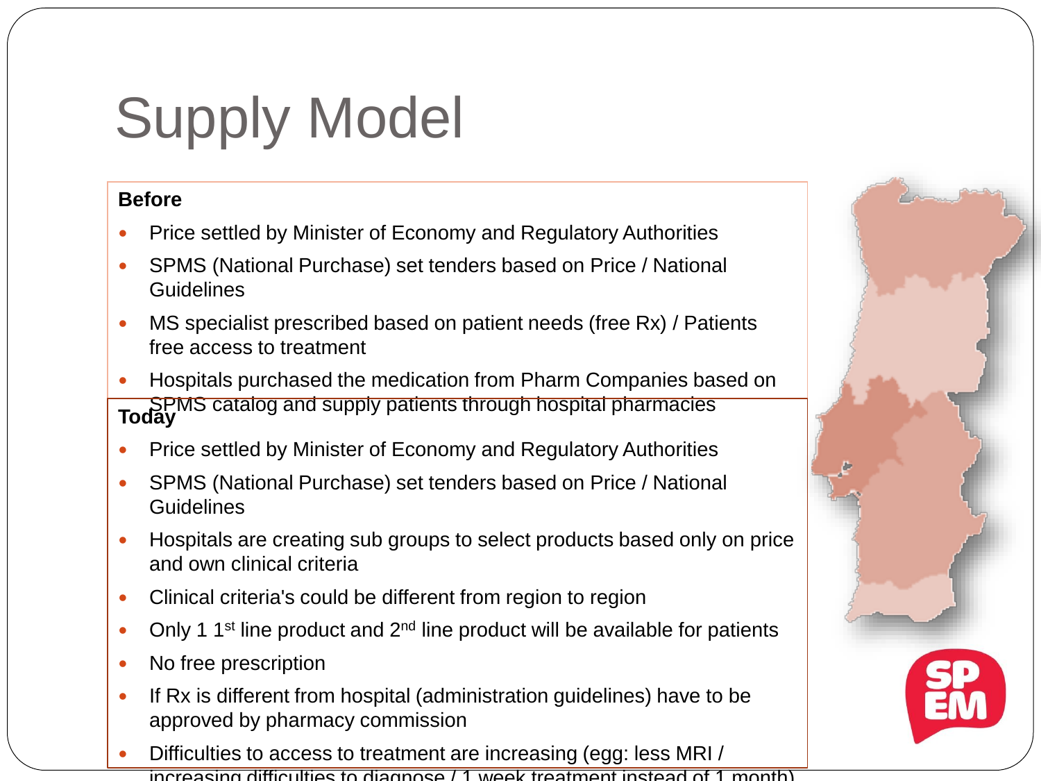# Supply Model

**Before**

- Price settled by Minister of Economy and Regulatory Authorities
- SPMS (National Purchase) set tenders based on Price / National Guidelines
- MS specialist prescribed based on patient needs (free Rx) / Patients free access to treatment
- Hospitals purchased the medication from Pharm Companies based on SPMS catalog and supply patients through hospital pharmacies

**Today**

- Price settled by Minister of Economy and Regulatory Authorities
- SPMS (National Purchase) set tenders based on Price / National Guidelines
- Hospitals are creating sub groups to select products based only on price and own clinical criteria
- Clinical criteria's could be different from region to region
- Only 1 1st line product and 2nd line product will be available for patients
- No free prescription
- If Rx is different from hospital (administration guidelines) have to be approved by pharmacy commission
- Difficulties to access to treatment are increasing (egg: less MRI / increasing difficulties to diagnose / 1 week treatment instead of 1 month)

SP EM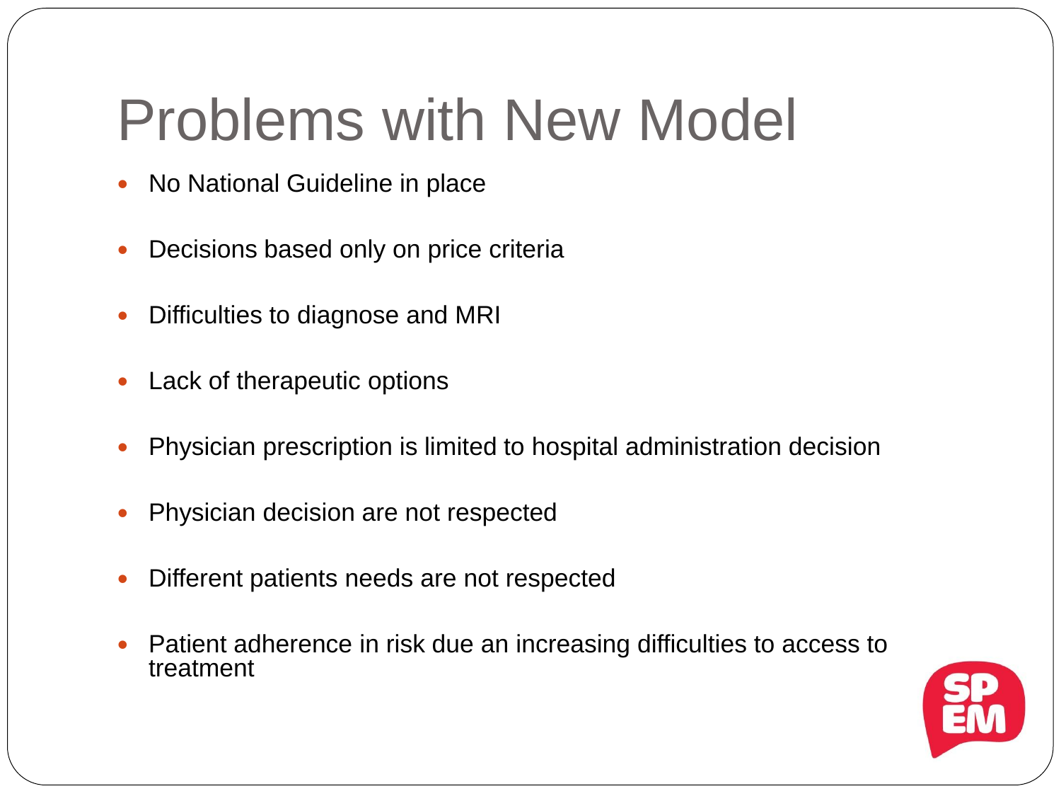# Problems with New Model

- No National Guideline in place
- Decisions based only on price criteria
- Difficulties to diagnose and MRI
- Lack of therapeutic options
- Physician prescription is limited to hospital administration decision
- Physician decision are not respected
- Different patients needs are not respected
- Patient adherence in risk due an increasing difficulties to access to treatment